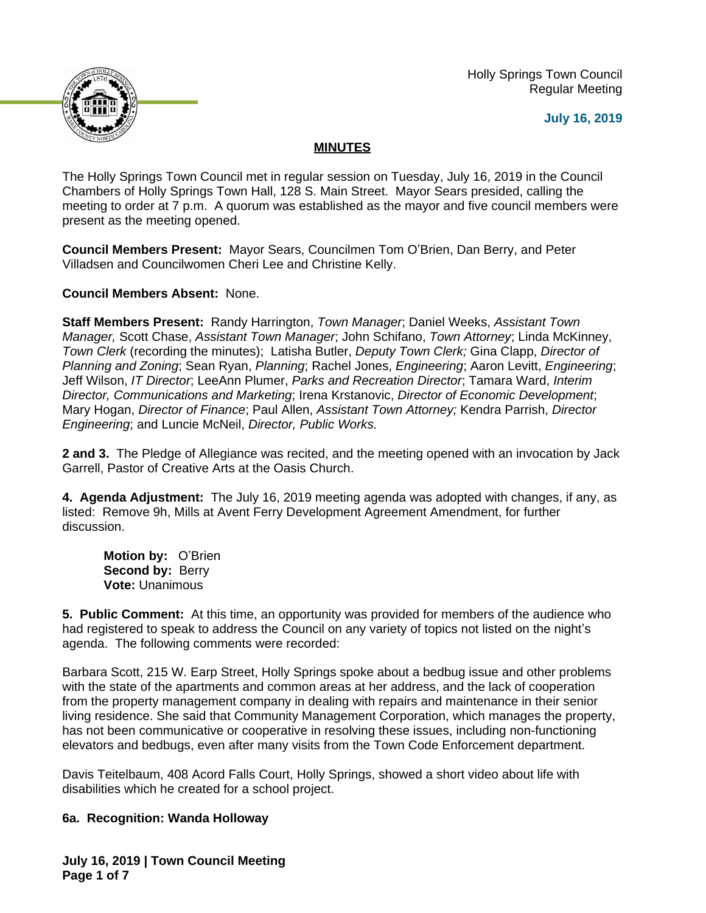Holly Springs Town Council
Regular Meeting

**July 16, 2019**

## MINUTES

The Holly Springs Town Council met in regular session on Tuesday, July 16, 2019 in the Council Chambers of Holly Springs Town Hall, 128 S. Main Street. Mayor Sears presided, calling the meeting to order at 7 p.m. A quorum was established as the mayor and five council members were present as the meeting opened.

**Council Members Present:** Mayor Sears, Councilmen Tom O'Brien, Dan Berry, and Peter Villadsen and Councilwomen Cheri Lee and Christine Kelly.

**Council Members Absent:** None.

**Staff Members Present:** Randy Harrington, *Town Manager*; Daniel Weeks, *Assistant Town Manager,* Scott Chase, *Assistant Town Manager*; John Schifano, *Town Attorney*; Linda McKinney, *Town Clerk* (recording the minutes); Latisha Butler, *Deputy Town Clerk;* Gina Clapp, *Director of Planning and Zoning*; Sean Ryan, *Planning*; Rachel Jones, *Engineering*; Aaron Levitt, *Engineering*; Jeff Wilson, *IT Director*; LeeAnn Plumer, *Parks and Recreation Director*; Tamara Ward, *Interim Director, Communications and Marketing*; Irena Krstanovic, *Director of Economic Development*; Mary Hogan, *Director of Finance*; Paul Allen, *Assistant Town Attorney;* Kendra Parrish, *Director Engineering*; and Luncie McNeil, *Director, Public Works.*

**2 and 3.** The Pledge of Allegiance was recited, and the meeting opened with an invocation by Jack Garrell, Pastor of Creative Arts at the Oasis Church.

**4. Agenda Adjustment:** The July 16, 2019 meeting agenda was adopted with changes, if any, as listed: Remove 9h, Mills at Avent Ferry Development Agreement Amendment, for further discussion.

**Motion by:** O'Brien
**Second by:** Berry
**Vote:** Unanimous

**5. Public Comment:** At this time, an opportunity was provided for members of the audience who had registered to speak to address the Council on any variety of topics not listed on the night's agenda. The following comments were recorded:

Barbara Scott, 215 W. Earp Street, Holly Springs spoke about a bedbug issue and other problems with the state of the apartments and common areas at her address, and the lack of cooperation from the property management company in dealing with repairs and maintenance in their senior living residence. She said that Community Management Corporation, which manages the property, has not been communicative or cooperative in resolving these issues, including non-functioning elevators and bedbugs, even after many visits from the Town Code Enforcement department.

Davis Teitelbaum, 408 Acord Falls Court, Holly Springs, showed a short video about life with disabilities which he created for a school project.

**6a. Recognition: Wanda Holloway**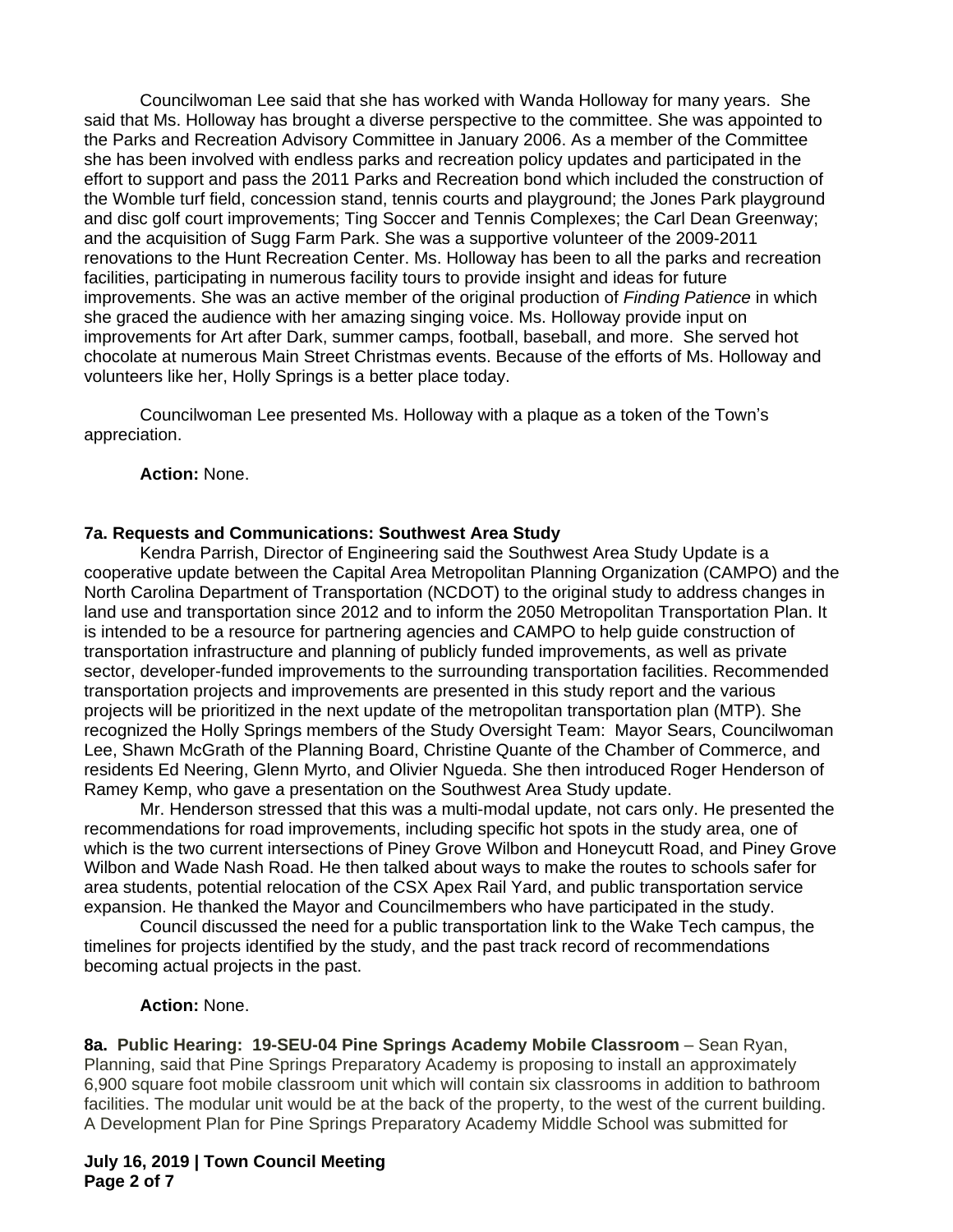Councilwoman Lee said that she has worked with Wanda Holloway for many years. She said that Ms. Holloway has brought a diverse perspective to the committee. She was appointed to the Parks and Recreation Advisory Committee in January 2006. As a member of the Committee she has been involved with endless parks and recreation policy updates and participated in the effort to support and pass the 2011 Parks and Recreation bond which included the construction of the Womble turf field, concession stand, tennis courts and playground; the Jones Park playground and disc golf court improvements; Ting Soccer and Tennis Complexes; the Carl Dean Greenway; and the acquisition of Sugg Farm Park. She was a supportive volunteer of the 2009-2011 renovations to the Hunt Recreation Center. Ms. Holloway has been to all the parks and recreation facilities, participating in numerous facility tours to provide insight and ideas for future improvements. She was an active member of the original production of *Finding Patience* in which she graced the audience with her amazing singing voice. Ms. Holloway provide input on improvements for Art after Dark, summer camps, football, baseball, and more. She served hot chocolate at numerous Main Street Christmas events. Because of the efforts of Ms. Holloway and volunteers like her, Holly Springs is a better place today.

Councilwoman Lee presented Ms. Holloway with a plaque as a token of the Town's appreciation.

**Action:** None.

**7a. Requests and Communications: Southwest Area Study**

Kendra Parrish, Director of Engineering said the Southwest Area Study Update is a cooperative update between the Capital Area Metropolitan Planning Organization (CAMPO) and the North Carolina Department of Transportation (NCDOT) to the original study to address changes in land use and transportation since 2012 and to inform the 2050 Metropolitan Transportation Plan. It is intended to be a resource for partnering agencies and CAMPO to help guide construction of transportation infrastructure and planning of publicly funded improvements, as well as private sector, developer-funded improvements to the surrounding transportation facilities. Recommended transportation projects and improvements are presented in this study report and the various projects will be prioritized in the next update of the metropolitan transportation plan (MTP). She recognized the Holly Springs members of the Study Oversight Team: Mayor Sears, Councilwoman Lee, Shawn McGrath of the Planning Board, Christine Quante of the Chamber of Commerce, and residents Ed Neering, Glenn Myrto, and Olivier Ngueda. She then introduced Roger Henderson of Ramey Kemp, who gave a presentation on the Southwest Area Study update.

Mr. Henderson stressed that this was a multi-modal update, not cars only. He presented the recommendations for road improvements, including specific hot spots in the study area, one of which is the two current intersections of Piney Grove Wilbon and Honeycutt Road, and Piney Grove Wilbon and Wade Nash Road. He then talked about ways to make the routes to schools safer for area students, potential relocation of the CSX Apex Rail Yard, and public transportation service expansion. He thanked the Mayor and Councilmembers who have participated in the study.

Council discussed the need for a public transportation link to the Wake Tech campus, the timelines for projects identified by the study, and the past track record of recommendations becoming actual projects in the past.

**Action:** None.

**8a. Public Hearing: 19-SEU-04 Pine Springs Academy Mobile Classroom** – Sean Ryan, Planning, said that Pine Springs Preparatory Academy is proposing to install an approximately 6,900 square foot mobile classroom unit which will contain six classrooms in addition to bathroom facilities. The modular unit would be at the back of the property, to the west of the current building. A Development Plan for Pine Springs Preparatory Academy Middle School was submitted for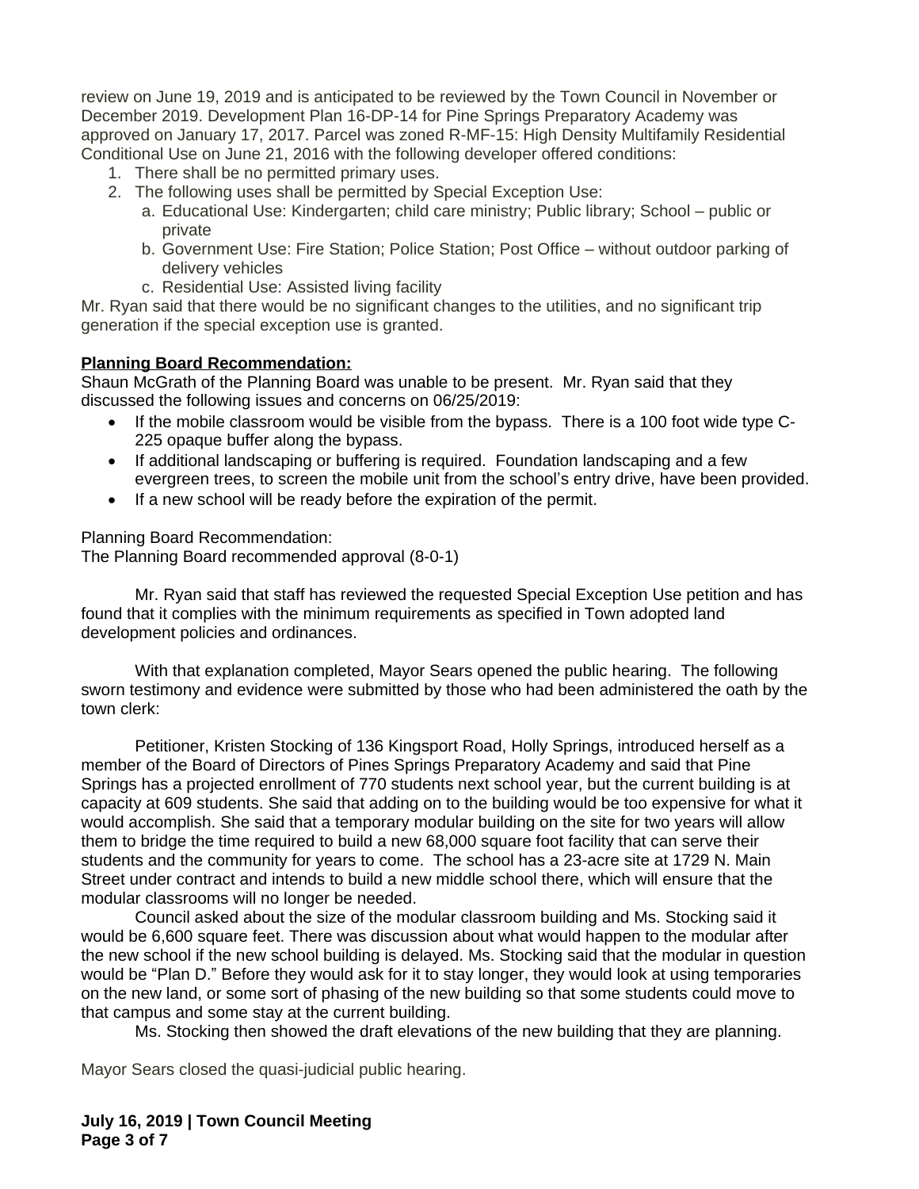review on June 19, 2019 and is anticipated to be reviewed by the Town Council in November or December 2019. Development Plan 16-DP-14 for Pine Springs Preparatory Academy was approved on January 17, 2017. Parcel was zoned R-MF-15: High Density Multifamily Residential Conditional Use on June 21, 2016 with the following developer offered conditions:

1. There shall be no permitted primary uses.
2. The following uses shall be permitted by Special Exception Use:
   a. Educational Use: Kindergarten; child care ministry; Public library; School – public or private
   b. Government Use: Fire Station; Police Station; Post Office – without outdoor parking of delivery vehicles
   c. Residential Use: Assisted living facility

Mr. Ryan said that there would be no significant changes to the utilities, and no significant trip generation if the special exception use is granted.

**Planning Board Recommendation:**

Shaun McGrath of the Planning Board was unable to be present. Mr. Ryan said that they discussed the following issues and concerns on 06/25/2019:

- If the mobile classroom would be visible from the bypass. There is a 100 foot wide type C-225 opaque buffer along the bypass.
- If additional landscaping or buffering is required. Foundation landscaping and a few evergreen trees, to screen the mobile unit from the school's entry drive, have been provided.
- If a new school will be ready before the expiration of the permit.

Planning Board Recommendation:
The Planning Board recommended approval (8-0-1)

Mr. Ryan said that staff has reviewed the requested Special Exception Use petition and has found that it complies with the minimum requirements as specified in Town adopted land development policies and ordinances.

With that explanation completed, Mayor Sears opened the public hearing. The following sworn testimony and evidence were submitted by those who had been administered the oath by the town clerk:

Petitioner, Kristen Stocking of 136 Kingsport Road, Holly Springs, introduced herself as a member of the Board of Directors of Pines Springs Preparatory Academy and said that Pine Springs has a projected enrollment of 770 students next school year, but the current building is at capacity at 609 students. She said that adding on to the building would be too expensive for what it would accomplish. She said that a temporary modular building on the site for two years will allow them to bridge the time required to build a new 68,000 square foot facility that can serve their students and the community for years to come. The school has a 23-acre site at 1729 N. Main Street under contract and intends to build a new middle school there, which will ensure that the modular classrooms will no longer be needed.

Council asked about the size of the modular classroom building and Ms. Stocking said it would be 6,600 square feet. There was discussion about what would happen to the modular after the new school if the new school building is delayed. Ms. Stocking said that the modular in question would be "Plan D." Before they would ask for it to stay longer, they would look at using temporaries on the new land, or some sort of phasing of the new building so that some students could move to that campus and some stay at the current building.

Ms. Stocking then showed the draft elevations of the new building that they are planning.

Mayor Sears closed the quasi-judicial public hearing.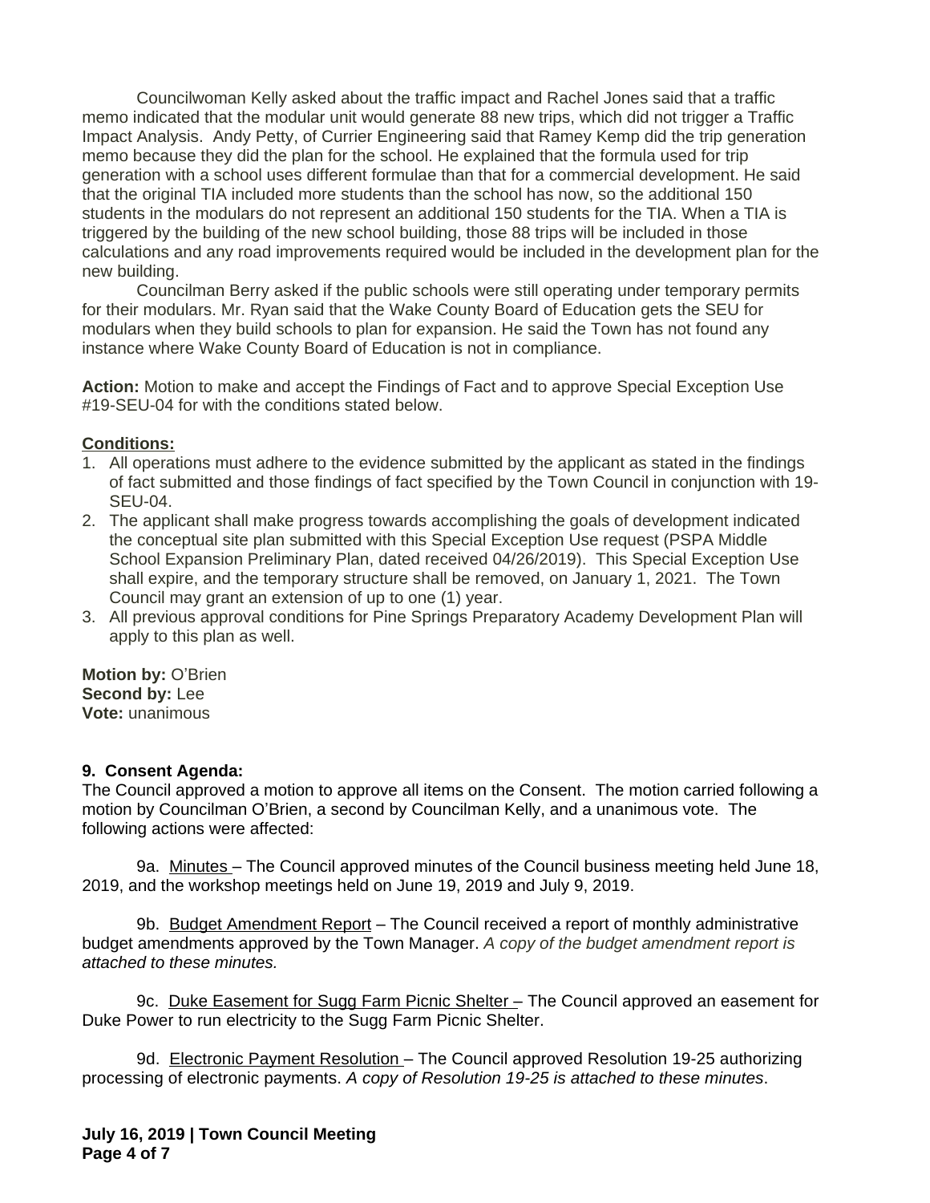Councilwoman Kelly asked about the traffic impact and Rachel Jones said that a traffic memo indicated that the modular unit would generate 88 new trips, which did not trigger a Traffic Impact Analysis. Andy Petty, of Currier Engineering said that Ramey Kemp did the trip generation memo because they did the plan for the school. He explained that the formula used for trip generation with a school uses different formulae than that for a commercial development. He said that the original TIA included more students than the school has now, so the additional 150 students in the modulars do not represent an additional 150 students for the TIA. When a TIA is triggered by the building of the new school building, those 88 trips will be included in those calculations and any road improvements required would be included in the development plan for the new building.

Councilman Berry asked if the public schools were still operating under temporary permits for their modulars. Mr. Ryan said that the Wake County Board of Education gets the SEU for modulars when they build schools to plan for expansion. He said the Town has not found any instance where Wake County Board of Education is not in compliance.

**Action:** Motion to make and accept the Findings of Fact and to approve Special Exception Use #19-SEU-04 for with the conditions stated below.

**Conditions:**

1. All operations must adhere to the evidence submitted by the applicant as stated in the findings of fact submitted and those findings of fact specified by the Town Council in conjunction with 19-SEU-04.
2. The applicant shall make progress towards accomplishing the goals of development indicated the conceptual site plan submitted with this Special Exception Use request (PSPA Middle School Expansion Preliminary Plan, dated received 04/26/2019). This Special Exception Use shall expire, and the temporary structure shall be removed, on January 1, 2021. The Town Council may grant an extension of up to one (1) year.
3. All previous approval conditions for Pine Springs Preparatory Academy Development Plan will apply to this plan as well.

**Motion by:** O'Brien
**Second by:** Lee
**Vote:** unanimous

**9. Consent Agenda:**

The Council approved a motion to approve all items on the Consent. The motion carried following a motion by Councilman O'Brien, a second by Councilman Kelly, and a unanimous vote. The following actions were affected:

9a. Minutes – The Council approved minutes of the Council business meeting held June 18, 2019, and the workshop meetings held on June 19, 2019 and July 9, 2019.

9b. Budget Amendment Report – The Council received a report of monthly administrative budget amendments approved by the Town Manager. *A copy of the budget amendment report is attached to these minutes.*

9c. Duke Easement for Sugg Farm Picnic Shelter – The Council approved an easement for Duke Power to run electricity to the Sugg Farm Picnic Shelter.

9d. Electronic Payment Resolution – The Council approved Resolution 19-25 authorizing processing of electronic payments. *A copy of Resolution 19-25 is attached to these minutes*.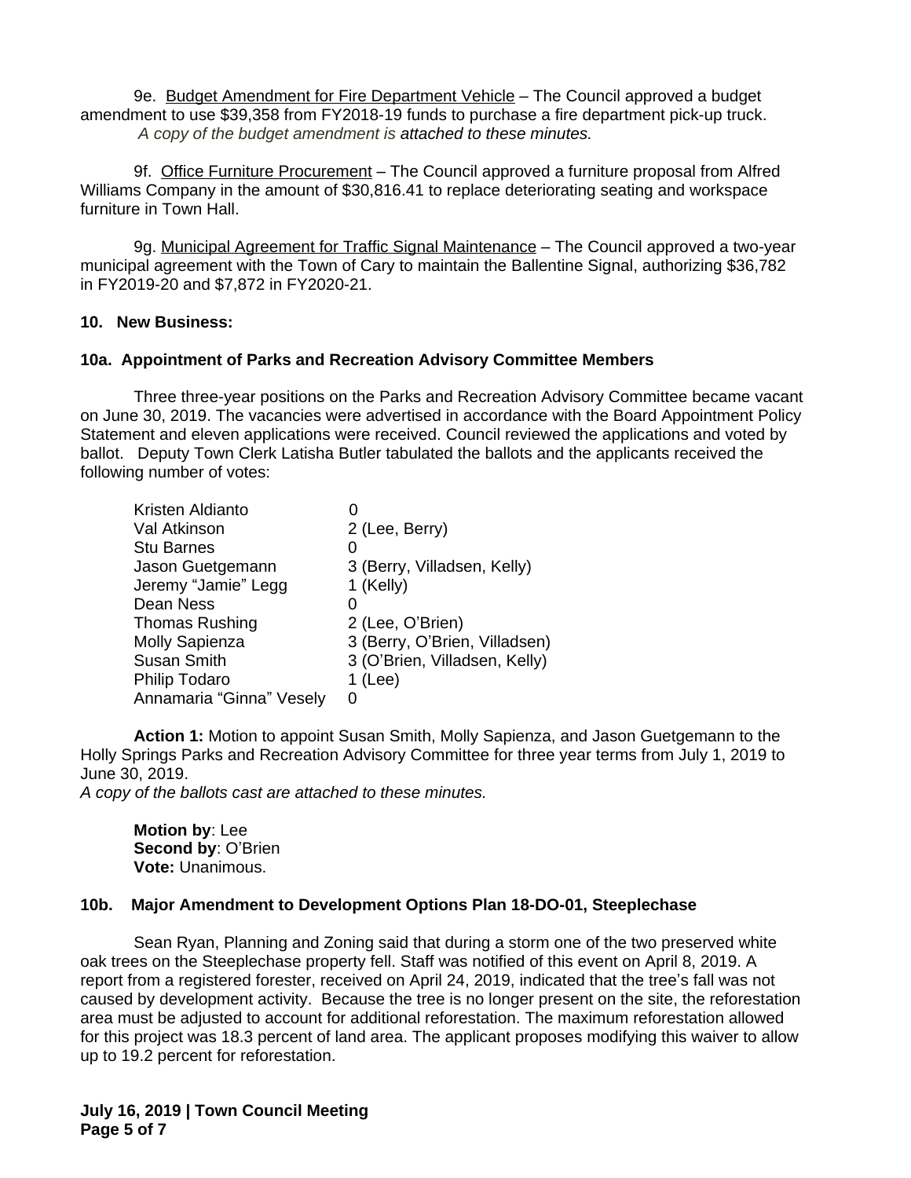9e. Budget Amendment for Fire Department Vehicle – The Council approved a budget amendment to use $39,358 from FY2018-19 funds to purchase a fire department pick-up truck.

*A copy of the budget amendment is attached to these minutes.*

9f. Office Furniture Procurement – The Council approved a furniture proposal from Alfred Williams Company in the amount of $30,816.41 to replace deteriorating seating and workspace furniture in Town Hall.

9g. Municipal Agreement for Traffic Signal Maintenance – The Council approved a two-year municipal agreement with the Town of Cary to maintain the Ballentine Signal, authorizing $36,782 in FY2019-20 and $7,872 in FY2020-21.

**10. New Business:**

**10a. Appointment of Parks and Recreation Advisory Committee Members**

Three three-year positions on the Parks and Recreation Advisory Committee became vacant on June 30, 2019. The vacancies were advertised in accordance with the Board Appointment Policy Statement and eleven applications were received. Council reviewed the applications and voted by ballot. Deputy Town Clerk Latisha Butler tabulated the ballots and the applicants received the following number of votes:

| | |
|---|---|
| Kristen Aldianto | 0 |
| Val Atkinson | 2 (Lee, Berry) |
| Stu Barnes | 0 |
| Jason Guetgemann | 3 (Berry, Villadsen, Kelly) |
| Jeremy "Jamie" Legg | 1 (Kelly) |
| Dean Ness | 0 |
| Thomas Rushing | 2 (Lee, O'Brien) |
| Molly Sapienza | 3 (Berry, O'Brien, Villadsen) |
| Susan Smith | 3 (O'Brien, Villadsen, Kelly) |
| Philip Todaro | 1 (Lee) |
| Annamaria "Ginna" Vesely | 0 |

**Action 1:** Motion to appoint Susan Smith, Molly Sapienza, and Jason Guetgemann to the Holly Springs Parks and Recreation Advisory Committee for three year terms from July 1, 2019 to June 30, 2019.

*A copy of the ballots cast are attached to these minutes.*

**Motion by**: Lee
**Second by**: O'Brien
**Vote:** Unanimous.

**10b. Major Amendment to Development Options Plan 18-DO-01, Steeplechase**

Sean Ryan, Planning and Zoning said that during a storm one of the two preserved white oak trees on the Steeplechase property fell. Staff was notified of this event on April 8, 2019. A report from a registered forester, received on April 24, 2019, indicated that the tree's fall was not caused by development activity. Because the tree is no longer present on the site, the reforestation area must be adjusted to account for additional reforestation. The maximum reforestation allowed for this project was 18.3 percent of land area. The applicant proposes modifying this waiver to allow up to 19.2 percent for reforestation.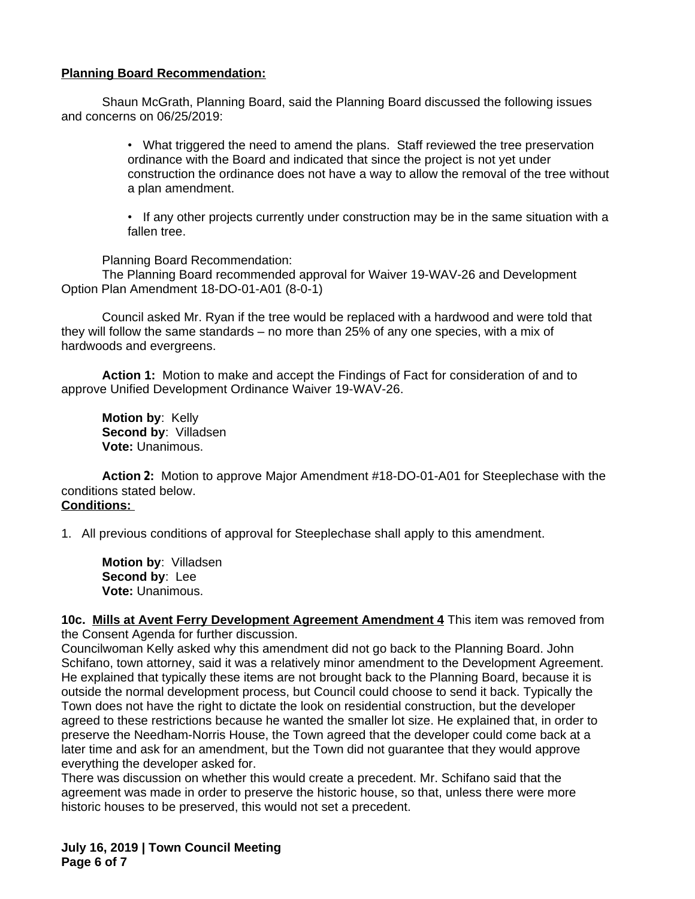**Planning Board Recommendation:**

Shaun McGrath, Planning Board, said the Planning Board discussed the following issues and concerns on 06/25/2019:

- What triggered the need to amend the plans. Staff reviewed the tree preservation ordinance with the Board and indicated that since the project is not yet under construction the ordinance does not have a way to allow the removal of the tree without a plan amendment.

- If any other projects currently under construction may be in the same situation with a fallen tree.

Planning Board Recommendation:
The Planning Board recommended approval for Waiver 19-WAV-26 and Development Option Plan Amendment 18-DO-01-A01 (8-0-1)

Council asked Mr. Ryan if the tree would be replaced with a hardwood and were told that they will follow the same standards – no more than 25% of any one species, with a mix of hardwoods and evergreens.

**Action 1:** Motion to make and accept the Findings of Fact for consideration of and to approve Unified Development Ordinance Waiver 19-WAV-26.

**Motion by**: Kelly
**Second by**: Villadsen
**Vote:** Unanimous.

**Action 2:** Motion to approve Major Amendment #18-DO-01-A01 for Steeplechase with the conditions stated below.
**Conditions:**

1. All previous conditions of approval for Steeplechase shall apply to this amendment.

**Motion by**: Villadsen
**Second by**: Lee
**Vote:** Unanimous.

**10c. Mills at Avent Ferry Development Agreement Amendment 4** This item was removed from the Consent Agenda for further discussion.
Councilwoman Kelly asked why this amendment did not go back to the Planning Board. John Schifano, town attorney, said it was a relatively minor amendment to the Development Agreement. He explained that typically these items are not brought back to the Planning Board, because it is outside the normal development process, but Council could choose to send it back. Typically the Town does not have the right to dictate the look on residential construction, but the developer agreed to these restrictions because he wanted the smaller lot size. He explained that, in order to preserve the Needham-Norris House, the Town agreed that the developer could come back at a later time and ask for an amendment, but the Town did not guarantee that they would approve everything the developer asked for.
There was discussion on whether this would create a precedent. Mr. Schifano said that the agreement was made in order to preserve the historic house, so that, unless there were more historic houses to be preserved, this would not set a precedent.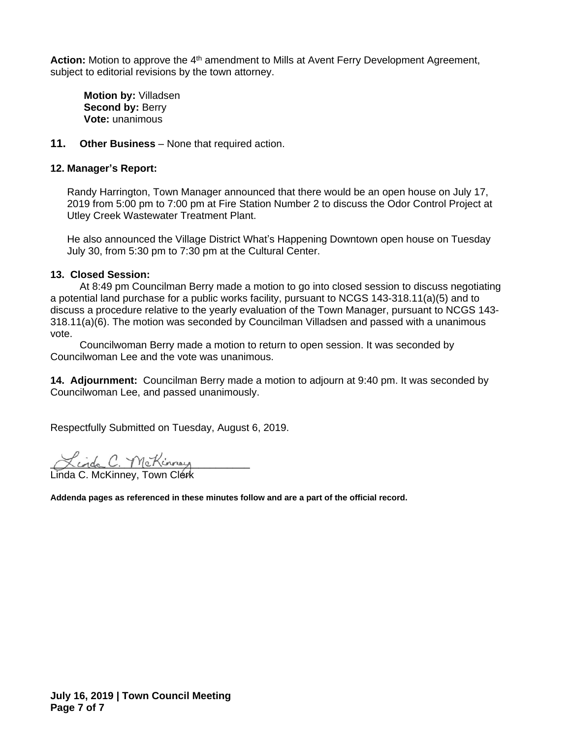**Action:** Motion to approve the 4th amendment to Mills at Avent Ferry Development Agreement, subject to editorial revisions by the town attorney.

**Motion by:** Villadsen
**Second by:** Berry
**Vote:** unanimous

**11. Other Business** – None that required action.

**12. Manager's Report:**

Randy Harrington, Town Manager announced that there would be an open house on July 17, 2019 from 5:00 pm to 7:00 pm at Fire Station Number 2 to discuss the Odor Control Project at Utley Creek Wastewater Treatment Plant.

He also announced the Village District What's Happening Downtown open house on Tuesday July 30, from 5:30 pm to 7:30 pm at the Cultural Center.

**13. Closed Session:**

At 8:49 pm Councilman Berry made a motion to go into closed session to discuss negotiating a potential land purchase for a public works facility, pursuant to NCGS 143-318.11(a)(5) and to discuss a procedure relative to the yearly evaluation of the Town Manager, pursuant to NCGS 143-318.11(a)(6). The motion was seconded by Councilman Villadsen and passed with a unanimous vote.

Councilwoman Berry made a motion to return to open session. It was seconded by Councilwoman Lee and the vote was unanimous.

**14. Adjournment:** Councilman Berry made a motion to adjourn at 9:40 pm. It was seconded by Councilwoman Lee, and passed unanimously.

Respectfully Submitted on Tuesday, August 6, 2019.

Linda C. McKinney
Linda C. McKinney, Town Clerk

**Addenda pages as referenced in these minutes follow and are a part of the official record.**